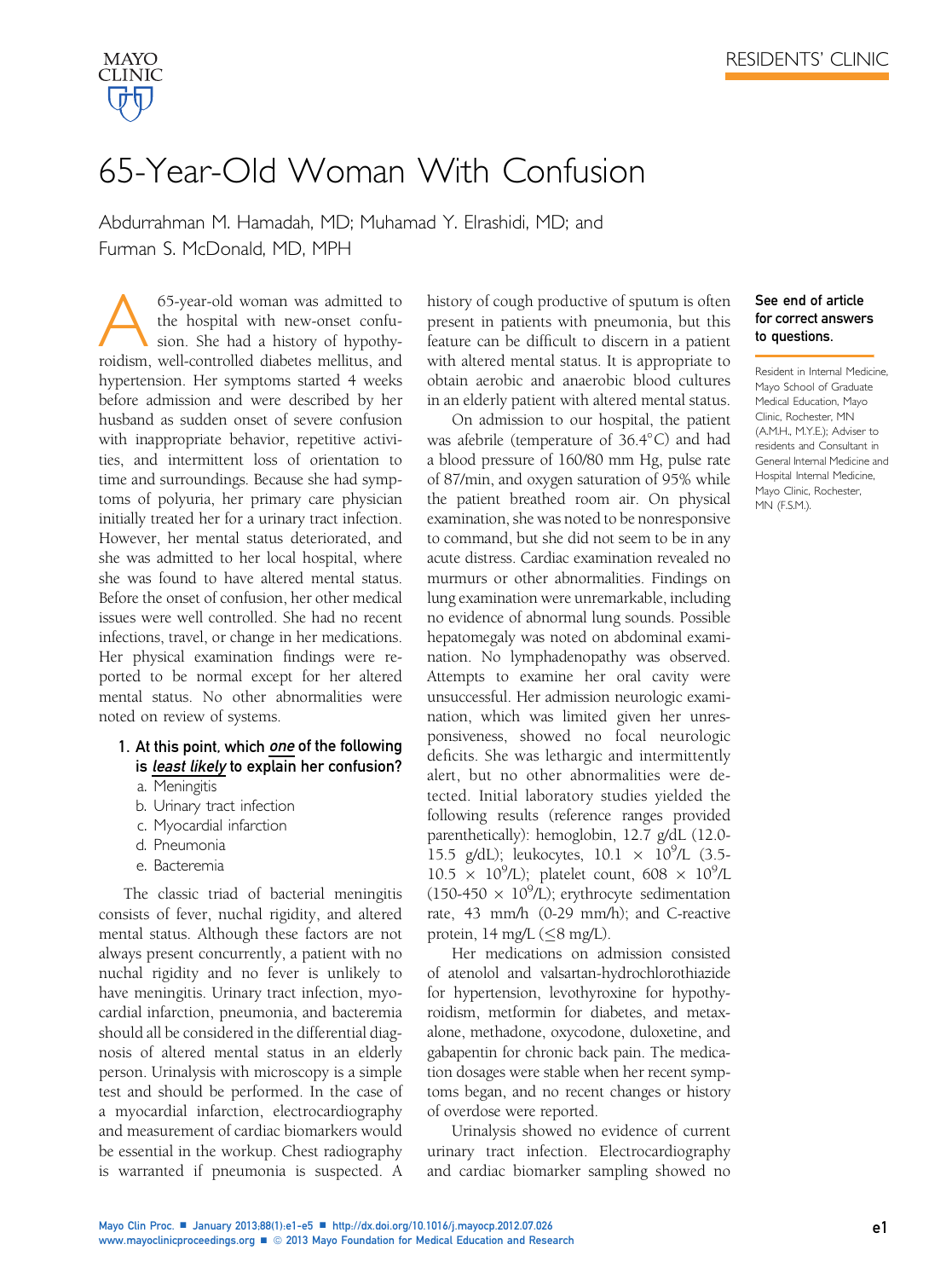# 65-Year-Old Woman With Confusion

Abdurrahman M. Hamadah, MD; Muhamad Y. Elrashidi, MD; and Furman S. McDonald, MD, MPH

**See end of article for correct answers to questions.**

Resident in Internal Medicine, Mayo School of Graduate Medical Education, Mayo Clinic, Rochester, MN (A.M.H., M.Y.E.); Adviser to residents and Consultant in General Internal Medicine and Hospital Internal Medicine, Mayo Clinic, Rochester, MN (F.S.M.).

A 65-year-old woman was admitted to the hospital with new-onset confusion. She had a history of hypothyroidism, well-controlled diabetes mellitus, and hypertension. Her symptoms started 4 weeks before admission and were described by her husband as sudden onset of severe confusion with inappropriate behavior, repetitive activities, and intermittent loss of orientation to time and surroundings. Because she had symptoms of polyuria, her primary care physician initially treated her for a urinary tract infection. However, her mental status deteriorated, and she was admitted to her local hospital, where she was found to have altered mental status. Before the onset of confusion, her other medical issues were well controlled. She had no recent infections, travel, or change in her medications. Her physical examination findings were reported to be normal except for her altered mental status. No other abnormalities were noted on review of systems.

1. **At this point, which *one* of the following is *least likely* to explain her confusion?**
   a. Meningitis
   b. Urinary tract infection
   c. Myocardial infarction
   d. Pneumonia
   e. Bacteremia

The classic triad of bacterial meningitis consists of fever, nuchal rigidity, and altered mental status. Although these factors are not always present concurrently, a patient with no nuchal rigidity and no fever is unlikely to have meningitis. Urinary tract infection, myocardial infarction, pneumonia, and bacteremia should all be considered in the differential diagnosis of altered mental status in an elderly person. Urinalysis with microscopy is a simple test and should be performed. In the case of a myocardial infarction, electrocardiography and measurement of cardiac biomarkers would be essential in the workup. Chest radiography is warranted if pneumonia is suspected. A history of cough productive of sputum is often present in patients with pneumonia, but this feature can be difficult to discern in a patient with altered mental status. It is appropriate to obtain aerobic and anaerobic blood cultures in an elderly patient with altered mental status.

On admission to our hospital, the patient was afebrile (temperature of 36.4°C) and had a blood pressure of 160/80 mm Hg, pulse rate of 87/min, and oxygen saturation of 95% while the patient breathed room air. On physical examination, she was noted to be nonresponsive to command, but she did not seem to be in any acute distress. Cardiac examination revealed no murmurs or other abnormalities. Findings on lung examination were unremarkable, including no evidence of abnormal lung sounds. Possible hepatomegaly was noted on abdominal examination. No lymphadenopathy was observed. Attempts to examine her oral cavity were unsuccessful. Her admission neurologic examination, which was limited given her unresponsiveness, showed no focal neurologic deficits. She was lethargic and intermittently alert, but no other abnormalities were detected. Initial laboratory studies yielded the following results (reference ranges provided parenthetically): hemoglobin, 12.7 g/dL (12.0-15.5 g/dL); leukocytes, 10.1 × $10^9$/L (3.5-10.5 × $10^9$/L); platelet count, 608 × $10^9$/L (150-450 × $10^9$/L); erythrocyte sedimentation rate, 43 mm/h (0-29 mm/h); and C-reactive protein, 14 mg/L (≤8 mg/L).

Her medications on admission consisted of atenolol and valsartan-hydrochlorothiazide for hypertension, levothyroxine for hypothyroidism, metformin for diabetes, and metaxalone, methadone, oxycodone, duloxetine, and gabapentin for chronic back pain. The medication dosages were stable when her recent symptoms began, and no recent changes or history of overdose were reported.

Urinalysis showed no evidence of current urinary tract infection. Electrocardiography and cardiac biomarker sampling showed no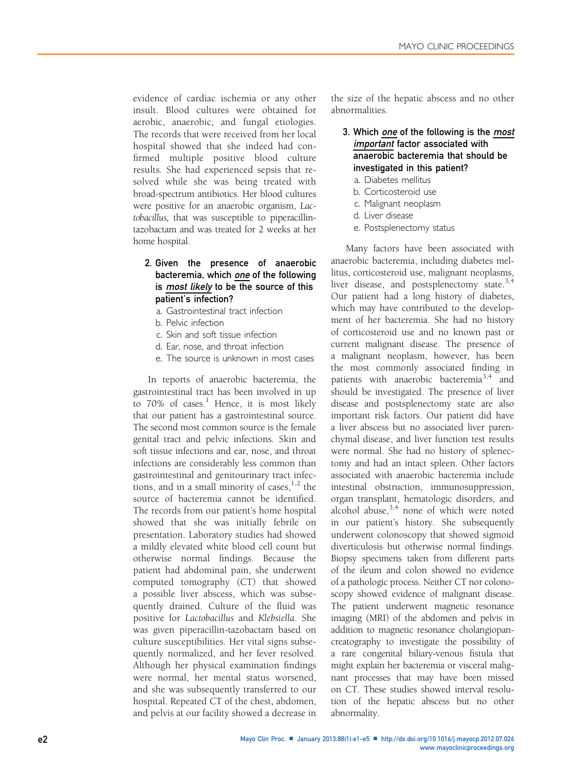evidence of cardiac ischemia or any other insult. Blood cultures were obtained for aerobic, anaerobic, and fungal etiologies. The records that were received from her local hospital showed that she indeed had confirmed multiple positive blood culture results. She had experienced sepsis that resolved while she was being treated with broad-spectrum antibiotics. Her blood cultures were positive for an anaerobic organism, *Lactobacillus,* that was susceptible to piperacillin-tazobactam and was treated for 2 weeks at her home hospital.

**2. Given the presence of anaerobic bacteremia, which *one* of the following is *most likely* to be the source of this patient's infection?**

a. Gastrointestinal tract infection
b. Pelvic infection
c. Skin and soft tissue infection
d. Ear, nose, and throat infection
e. The source is unknown in most cases

In reports of anaerobic bacteremia, the gastrointestinal tract has been involved in up to 70% of cases.[1] Hence, it is most likely that our patient has a gastrointestinal source. The second most common source is the female genital tract and pelvic infections. Skin and soft tissue infections and ear, nose, and throat infections are considerably less common than gastrointestinal and genitourinary tract infections, and in a small minority of cases,[1,2] the source of bacteremia cannot be identified. The records from our patient's home hospital showed that she was initially febrile on presentation. Laboratory studies had showed a mildly elevated white blood cell count but otherwise normal findings. Because the patient had abdominal pain, she underwent computed tomography (CT) that showed a possible liver abscess, which was subsequently drained. Culture of the fluid was positive for *Lactobacillus* and *Klebsiella*. She was given piperacillin-tazobactam based on culture susceptibilities. Her vital signs subsequently normalized, and her fever resolved. Although her physical examination findings were normal, her mental status worsened, and she was subsequently transferred to our hospital. Repeated CT of the chest, abdomen, and pelvis at our facility showed a decrease in the size of the hepatic abscess and no other abnormalities.

**3. Which *one* of the following is the *most important* factor associated with anaerobic bacteremia that should be investigated in this patient?**

a. Diabetes mellitus
b. Corticosteroid use
c. Malignant neoplasm
d. Liver disease
e. Postsplenectomy status

Many factors have been associated with anaerobic bacteremia, including diabetes mellitus, corticosteroid use, malignant neoplasms, liver disease, and postsplenectomy state.[3,4] Our patient had a long history of diabetes, which may have contributed to the development of her bacteremia. She had no history of corticosteroid use and no known past or current malignant disease. The presence of a malignant neoplasm, however, has been the most commonly associated finding in patients with anaerobic bacteremia[3,4] and should be investigated. The presence of liver disease and postsplenectomy state are also important risk factors. Our patient did have a liver abscess but no associated liver parenchymal disease, and liver function test results were normal. She had no history of splenectomy and had an intact spleen. Other factors associated with anaerobic bacteremia include intestinal obstruction, immunosuppression, organ transplant, hematologic disorders, and alcohol abuse,[3,4] none of which were noted in our patient's history. She subsequently underwent colonoscopy that showed sigmoid diverticulosis but otherwise normal findings. Biopsy specimens taken from different parts of the ileum and colon showed no evidence of a pathologic process. Neither CT nor colonoscopy showed evidence of malignant disease. The patient underwent magnetic resonance imaging (MRI) of the abdomen and pelvis in addition to magnetic resonance cholangiopancreatography to investigate the possibility of a rare congenital biliary-venous fistula that might explain her bacteremia or visceral malignant processes that may have been missed on CT. These studies showed interval resolution of the hepatic abscess but no other abnormality.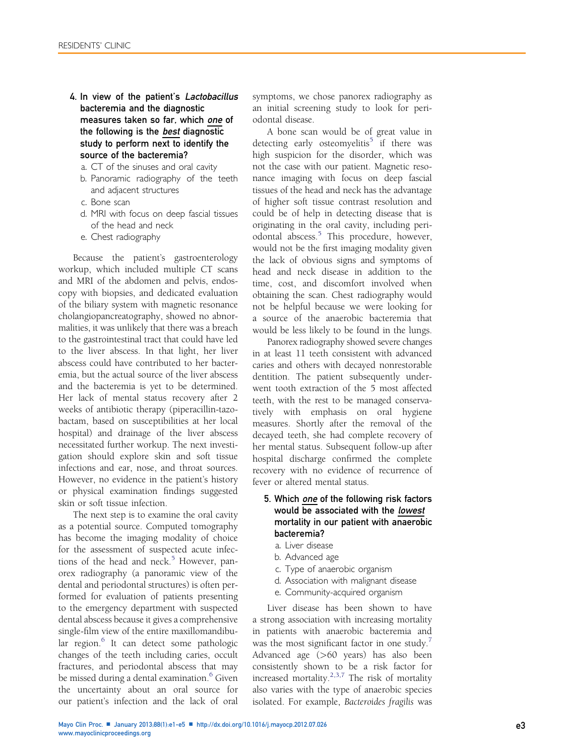**4. In view of the patient's *Lactobacillus* bacteremia and the diagnostic measures taken so far, which *one* of the following is the *best* diagnostic study to perform next to identify the source of the bacteremia?**

a. CT of the sinuses and oral cavity
b. Panoramic radiography of the teeth and adjacent structures
c. Bone scan
d. MRI with focus on deep fascial tissues of the head and neck
e. Chest radiography

Because the patient's gastroenterology workup, which included multiple CT scans and MRI of the abdomen and pelvis, endoscopy with biopsies, and dedicated evaluation of the biliary system with magnetic resonance cholangiopancreatography, showed no abnormalities, it was unlikely that there was a breach to the gastrointestinal tract that could have led to the liver abscess. In that light, her liver abscess could have contributed to her bacteremia, but the actual source of the liver abscess and the bacteremia is yet to be determined. Her lack of mental status recovery after 2 weeks of antibiotic therapy (piperacillin-tazobactam, based on susceptibilities at her local hospital) and drainage of the liver abscess necessitated further workup. The next investigation should explore skin and soft tissue infections and ear, nose, and throat sources. However, no evidence in the patient's history or physical examination findings suggested skin or soft tissue infection.

The next step is to examine the oral cavity as a potential source. Computed tomography has become the imaging modality of choice for the assessment of suspected acute infections of the head and neck.[5] However, panorex radiography (a panoramic view of the dental and periodontal structures) is often performed for evaluation of patients presenting to the emergency department with suspected dental abscess because it gives a comprehensive single-film view of the entire maxillomandibular region.[6] It can detect some pathologic changes of the teeth including caries, occult fractures, and periodontal abscess that may be missed during a dental examination.[6] Given the uncertainty about an oral source for our patient's infection and the lack of oral symptoms, we chose panorex radiography as an initial screening study to look for periodontal disease.

A bone scan would be of great value in detecting early osteomyelitis[5] if there was high suspicion for the disorder, which was not the case with our patient. Magnetic resonance imaging with focus on deep fascial tissues of the head and neck has the advantage of higher soft tissue contrast resolution and could be of help in detecting disease that is originating in the oral cavity, including periodontal abscess.[5] This procedure, however, would not be the first imaging modality given the lack of obvious signs and symptoms of head and neck disease in addition to the time, cost, and discomfort involved when obtaining the scan. Chest radiography would not be helpful because we were looking for a source of the anaerobic bacteremia that would be less likely to be found in the lungs.

Panorex radiography showed severe changes in at least 11 teeth consistent with advanced caries and others with decayed nonrestorable dentition. The patient subsequently underwent tooth extraction of the 5 most affected teeth, with the rest to be managed conservatively with emphasis on oral hygiene measures. Shortly after the removal of the decayed teeth, she had complete recovery of her mental status. Subsequent follow-up after hospital discharge confirmed the complete recovery with no evidence of recurrence of fever or altered mental status.

**5. Which *one* of the following risk factors would be associated with the *lowest* mortality in our patient with anaerobic bacteremia?**

a. Liver disease
b. Advanced age
c. Type of anaerobic organism
d. Association with malignant disease
e. Community-acquired organism

Liver disease has been shown to have a strong association with increasing mortality in patients with anaerobic bacteremia and was the most significant factor in one study.[7] Advanced age (>60 years) has also been consistently shown to be a risk factor for increased mortality.[2,3,7] The risk of mortality also varies with the type of anaerobic species isolated. For example, *Bacteroides fragilis* was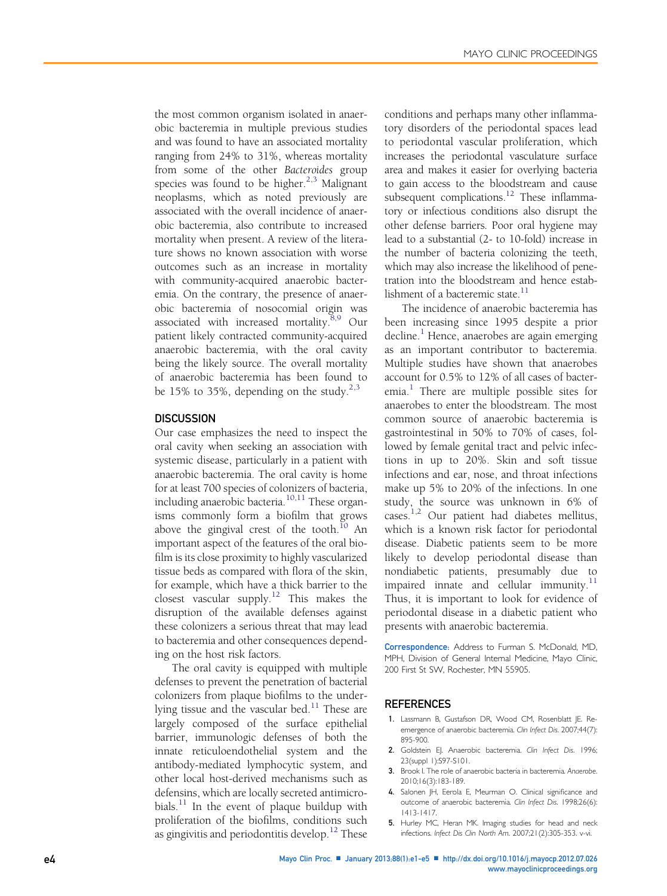the most common organism isolated in anaerobic bacteremia in multiple previous studies and was found to have an associated mortality ranging from 24% to 31%, whereas mortality from some of the other *Bacteroides* group species was found to be higher.[2,3] Malignant neoplasms, which as noted previously are associated with the overall incidence of anaerobic bacteremia, also contribute to increased mortality when present. A review of the literature shows no known association with worse outcomes such as an increase in mortality with community-acquired anaerobic bacteremia. On the contrary, the presence of anaerobic bacteremia of nosocomial origin was associated with increased mortality.[8,9] Our patient likely contracted community-acquired anaerobic bacteremia, with the oral cavity being the likely source. The overall mortality of anaerobic bacteremia has been found to be 15% to 35%, depending on the study.[2,3]

## DISCUSSION

Our case emphasizes the need to inspect the oral cavity when seeking an association with systemic disease, particularly in a patient with anaerobic bacteremia. The oral cavity is home for at least 700 species of colonizers of bacteria, including anaerobic bacteria.[10,11] These organisms commonly form a biofilm that grows above the gingival crest of the tooth.[10] An important aspect of the features of the oral biofilm is its close proximity to highly vascularized tissue beds as compared with flora of the skin, for example, which have a thick barrier to the closest vascular supply.[12] This makes the disruption of the available defenses against these colonizers a serious threat that may lead to bacteremia and other consequences depending on the host risk factors.

The oral cavity is equipped with multiple defenses to prevent the penetration of bacterial colonizers from plaque biofilms to the underlying tissue and the vascular bed.[11] These are largely composed of the surface epithelial barrier, immunologic defenses of both the innate reticuloendothelial system and the antibody-mediated lymphocytic system, and other local host-derived mechanisms such as defensins, which are locally secreted antimicrobials.[11] In the event of plaque buildup with proliferation of the biofilms, conditions such as gingivitis and periodontitis develop.[12] These conditions and perhaps many other inflammatory disorders of the periodontal spaces lead to periodontal vascular proliferation, which increases the periodontal vasculature surface area and makes it easier for overlying bacteria to gain access to the bloodstream and cause subsequent complications.[12] These inflammatory or infectious conditions also disrupt the other defense barriers. Poor oral hygiene may lead to a substantial (2- to 10-fold) increase in the number of bacteria colonizing the teeth, which may also increase the likelihood of penetration into the bloodstream and hence establishment of a bacteremic state.[11]

The incidence of anaerobic bacteremia has been increasing since 1995 despite a prior decline.[1] Hence, anaerobes are again emerging as an important contributor to bacteremia. Multiple studies have shown that anaerobes account for 0.5% to 12% of all cases of bacteremia.[1] There are multiple possible sites for anaerobes to enter the bloodstream. The most common source of anaerobic bacteremia is gastrointestinal in 50% to 70% of cases, followed by female genital tract and pelvic infections in up to 20%. Skin and soft tissue infections and ear, nose, and throat infections make up 5% to 20% of the infections. In one study, the source was unknown in 6% of cases.[1,2] Our patient had diabetes mellitus, which is a known risk factor for periodontal disease. Diabetic patients seem to be more likely to develop periodontal disease than nondiabetic patients, presumably due to impaired innate and cellular immunity.[11] Thus, it is important to look for evidence of periodontal disease in a diabetic patient who presents with anaerobic bacteremia.

**Correspondence:** Address to Furman S. McDonald, MD, MPH, Division of General Internal Medicine, Mayo Clinic, 200 First St SW, Rochester, MN 55905.

## REFERENCES

1. Lassmann B, Gustafson DR, Wood CM, Rosenblatt JE. Reemergence of anaerobic bacteremia. *Clin Infect Dis*. 2007;44(7):895-900.
2. Goldstein EJ. Anaerobic bacteremia. *Clin Infect Dis*. 1996;23(suppl 1):S97-S101.
3. Brook I. The role of anaerobic bacteria in bacteremia. *Anaerobe*. 2010;16(3):183-189.
4. Salonen JH, Eerola E, Meurman O. Clinical significance and outcome of anaerobic bacteremia. *Clin Infect Dis*. 1998;26(6):1413-1417.
5. Hurley MC, Heran MK. Imaging studies for head and neck infections. *Infect Dis Clin North Am*. 2007;21(2):305-353. v-vi.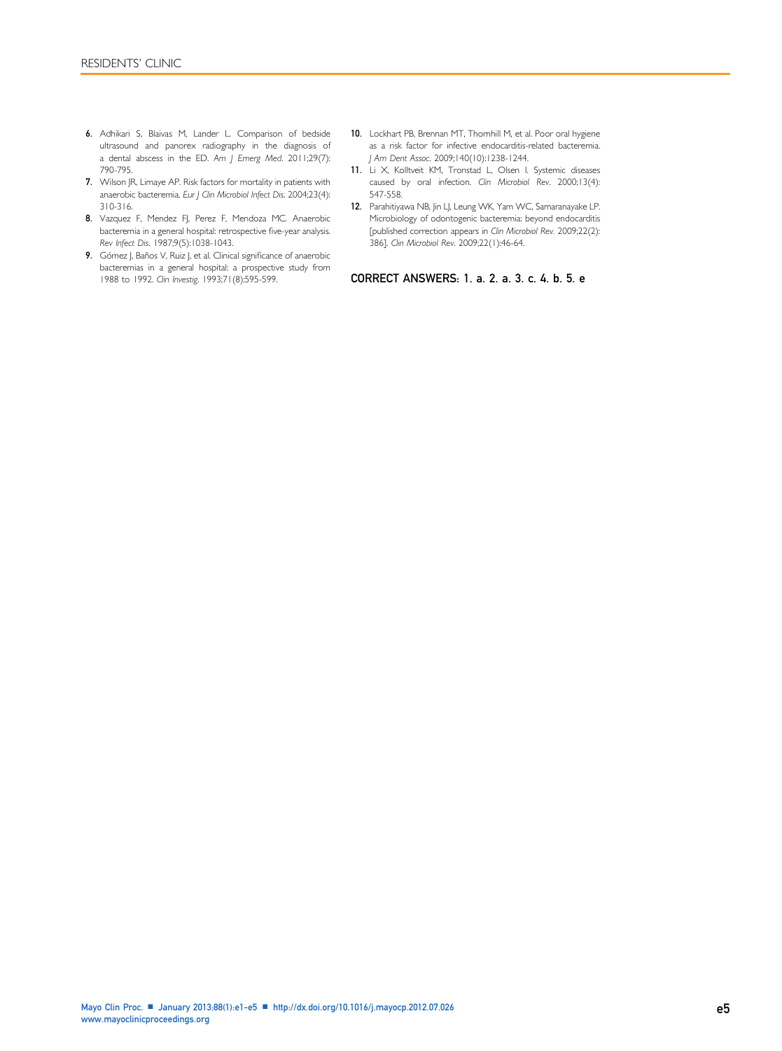6. Adhikari S, Blaivas M, Lander L. Comparison of bedside ultrasound and panorex radiography in the diagnosis of a dental abscess in the ED. *Am J Emerg Med*. 2011;29(7):790-795.
7. Wilson JR, Limaye AP. Risk factors for mortality in patients with anaerobic bacteremia. *Eur J Clin Microbiol Infect Dis*. 2004;23(4):310-316.
8. Vazquez F, Mendez FJ, Perez F, Mendoza MC. Anaerobic bacteremia in a general hospital: retrospective five-year analysis. *Rev Infect Dis*. 1987;9(5):1038-1043.
9. Gómez J, Baños V, Ruiz J, et al. Clinical significance of anaerobic bacteremias in a general hospital: a prospective study from 1988 to 1992. *Clin Investig*. 1993;71(8):595-599.
10. Lockhart PB, Brennan MT, Thornhill M, et al. Poor oral hygiene as a risk factor for infective endocarditis-related bacteremia. *J Am Dent Assoc*. 2009;140(10):1238-1244.
11. Li X, Kolltveit KM, Tronstad L, Olsen I. Systemic diseases caused by oral infection. *Clin Microbiol Rev*. 2000;13(4):547-558.
12. Parahitiyawa NB, Jin LJ, Leung WK, Yam WC, Samaranayake LP. Microbiology of odontogenic bacteremia: beyond endocarditis [published correction appears in *Clin Microbiol Rev*. 2009;22(2):386]. *Clin Microbiol Rev*. 2009;22(1):46-64.

**CORRECT ANSWERS: 1. a. 2. a. 3. c. 4. b. 5. e**